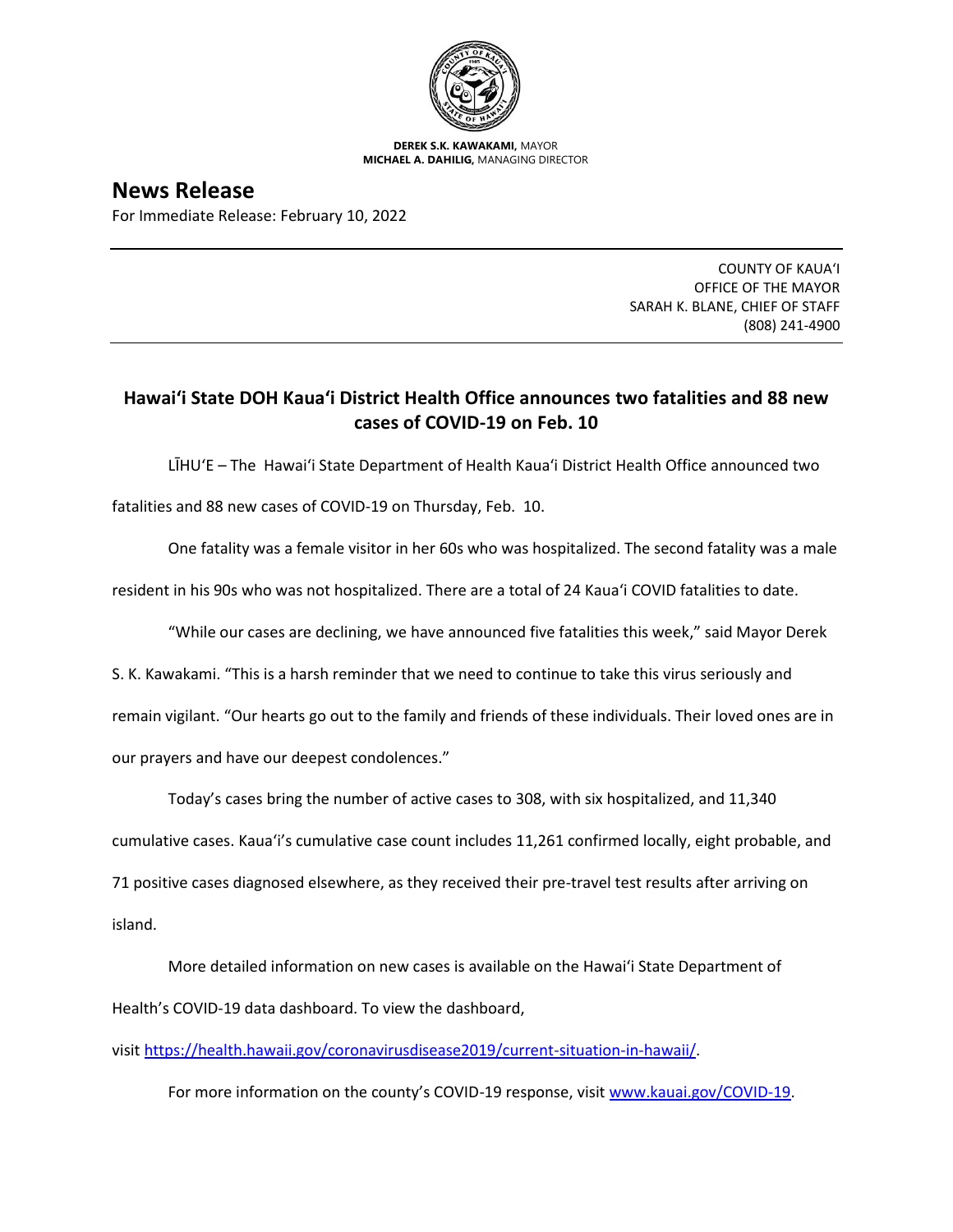**DEREK S.K. KAWAKAMI,** MAYOR
**MICHAEL A. DAHILIG,** MANAGING DIRECTOR

# News Release

For Immediate Release: February 10, 2022

COUNTY OF KAUAʻI
OFFICE OF THE MAYOR
SARAH K. BLANE, CHIEF OF STAFF
(808) 241-4900

## Hawaiʻi State DOH Kauaʻi District Health Office announces two fatalities and 88 new cases of COVID-19 on Feb. 10

LĪHUʻE – The Hawaiʻi State Department of Health Kauaʻi District Health Office announced two fatalities and 88 new cases of COVID-19 on Thursday, Feb. 10.

One fatality was a female visitor in her 60s who was hospitalized. The second fatality was a male resident in his 90s who was not hospitalized. There are a total of 24 Kauaʻi COVID fatalities to date.

"While our cases are declining, we have announced five fatalities this week," said Mayor Derek S. K. Kawakami. "This is a harsh reminder that we need to continue to take this virus seriously and remain vigilant. "Our hearts go out to the family and friends of these individuals. Their loved ones are in our prayers and have our deepest condolences."

Today's cases bring the number of active cases to 308, with six hospitalized, and 11,340 cumulative cases. Kauaʻi's cumulative case count includes 11,261 confirmed locally, eight probable, and 71 positive cases diagnosed elsewhere, as they received their pre-travel test results after arriving on island.

More detailed information on new cases is available on the Hawaiʻi State Department of Health's COVID-19 data dashboard. To view the dashboard, visit https://health.hawaii.gov/coronavirusdisease2019/current-situation-in-hawaii/.

For more information on the county's COVID-19 response, visit www.kauai.gov/COVID-19.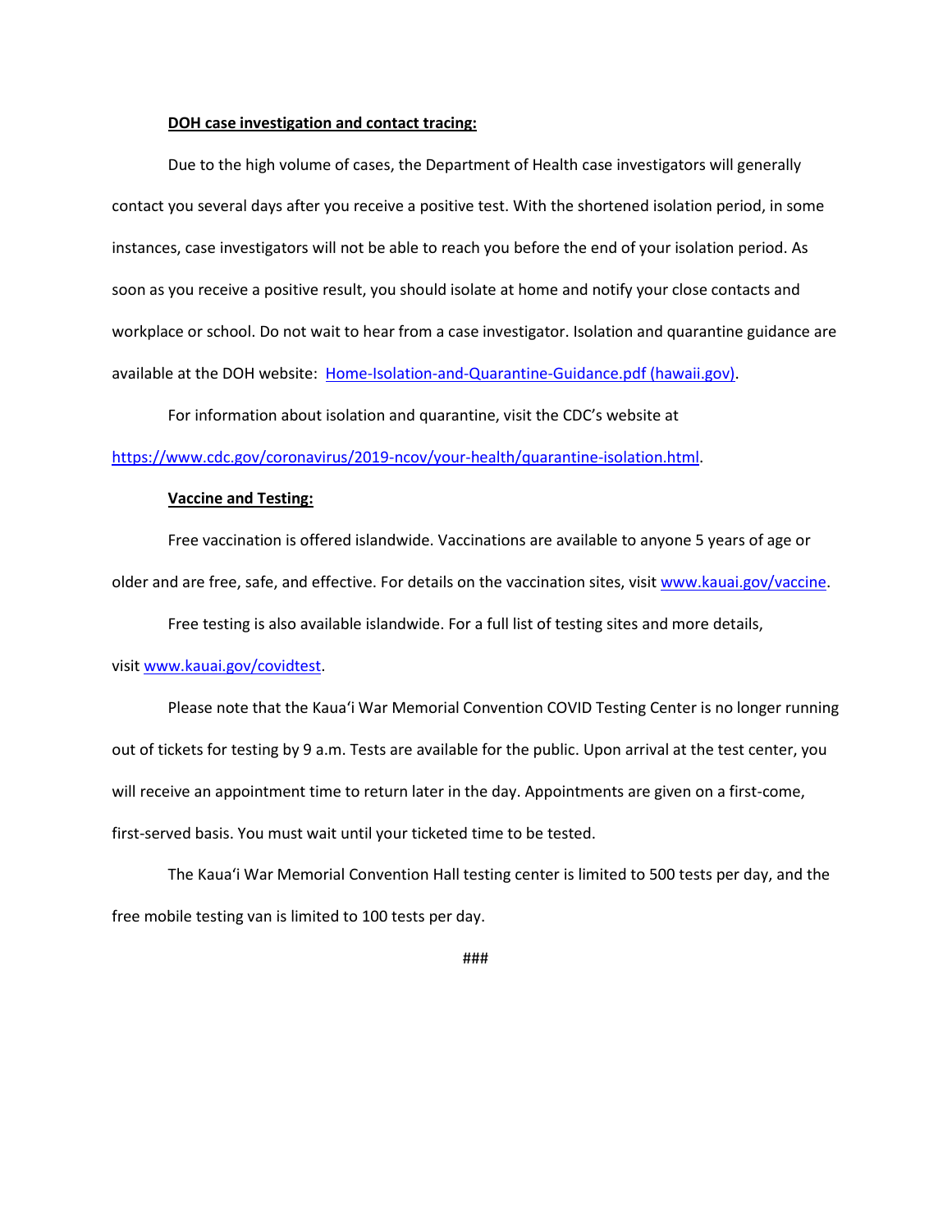**DOH case investigation and contact tracing:**

Due to the high volume of cases, the Department of Health case investigators will generally contact you several days after you receive a positive test. With the shortened isolation period, in some instances, case investigators will not be able to reach you before the end of your isolation period. As soon as you receive a positive result, you should isolate at home and notify your close contacts and workplace or school. Do not wait to hear from a case investigator. Isolation and quarantine guidance are available at the DOH website: Home-Isolation-and-Quarantine-Guidance.pdf (hawaii.gov).

For information about isolation and quarantine, visit the CDC's website at https://www.cdc.gov/coronavirus/2019-ncov/your-health/quarantine-isolation.html.

**Vaccine and Testing:**

Free vaccination is offered islandwide. Vaccinations are available to anyone 5 years of age or older and are free, safe, and effective. For details on the vaccination sites, visit www.kauai.gov/vaccine.

Free testing is also available islandwide. For a full list of testing sites and more details, visit www.kauai.gov/covidtest.

Please note that the Kaua'i War Memorial Convention COVID Testing Center is no longer running out of tickets for testing by 9 a.m. Tests are available for the public. Upon arrival at the test center, you will receive an appointment time to return later in the day. Appointments are given on a first-come, first-served basis. You must wait until your ticketed time to be tested.

The Kaua'i War Memorial Convention Hall testing center is limited to 500 tests per day, and the free mobile testing van is limited to 100 tests per day.

###